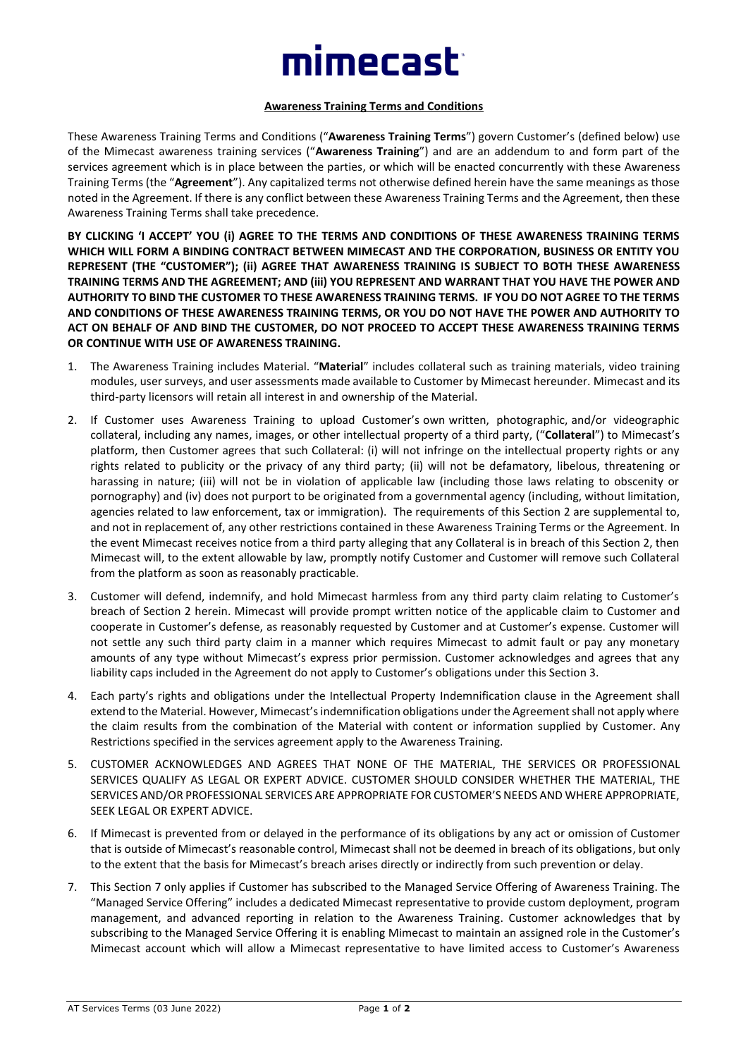# mimecast

**Awareness Training Terms and Conditions**

These Awareness Training Terms and Conditions ("**Awareness Training Terms**") govern Customer's (defined below) use of the Mimecast awareness training services ("**Awareness Training**") and are an addendum to and form part of the services agreement which is in place between the parties, or which will be enacted concurrently with these Awareness Training Terms (the "**Agreement**"). Any capitalized terms not otherwise defined herein have the same meanings as those noted in the Agreement. If there is any conflict between these Awareness Training Terms and the Agreement, then these Awareness Training Terms shall take precedence.

**BY CLICKING 'I ACCEPT' YOU (i) AGREE TO THE TERMS AND CONDITIONS OF THESE AWARENESS TRAINING TERMS WHICH WILL FORM A BINDING CONTRACT BETWEEN MIMECAST AND THE CORPORATION, BUSINESS OR ENTITY YOU REPRESENT (THE "CUSTOMER"); (ii) AGREE THAT AWARENESS TRAINING IS SUBJECT TO BOTH THESE AWARENESS TRAINING TERMS AND THE AGREEMENT; AND (iii) YOU REPRESENT AND WARRANT THAT YOU HAVE THE POWER AND AUTHORITY TO BIND THE CUSTOMER TO THESE AWARENESS TRAINING TERMS. IF YOU DO NOT AGREE TO THE TERMS AND CONDITIONS OF THESE AWARENESS TRAINING TERMS, OR YOU DO NOT HAVE THE POWER AND AUTHORITY TO ACT ON BEHALF OF AND BIND THE CUSTOMER, DO NOT PROCEED TO ACCEPT THESE AWARENESS TRAINING TERMS OR CONTINUE WITH USE OF AWARENESS TRAINING.**

1. The Awareness Training includes Material. "**Material**" includes collateral such as training materials, video training modules, user surveys, and user assessments made available to Customer by Mimecast hereunder. Mimecast and its third-party licensors will retain all interest in and ownership of the Material.

2. If Customer uses Awareness Training to upload Customer's own written, photographic, and/or videographic collateral, including any names, images, or other intellectual property of a third party, ("**Collateral**") to Mimecast's platform, then Customer agrees that such Collateral: (i) will not infringe on the intellectual property rights or any rights related to publicity or the privacy of any third party; (ii) will not be defamatory, libelous, threatening or harassing in nature; (iii) will not be in violation of applicable law (including those laws relating to obscenity or pornography) and (iv) does not purport to be originated from a governmental agency (including, without limitation, agencies related to law enforcement, tax or immigration). The requirements of this Section 2 are supplemental to, and not in replacement of, any other restrictions contained in these Awareness Training Terms or the Agreement. In the event Mimecast receives notice from a third party alleging that any Collateral is in breach of this Section 2, then Mimecast will, to the extent allowable by law, promptly notify Customer and Customer will remove such Collateral from the platform as soon as reasonably practicable.

3. Customer will defend, indemnify, and hold Mimecast harmless from any third party claim relating to Customer's breach of Section 2 herein. Mimecast will provide prompt written notice of the applicable claim to Customer and cooperate in Customer's defense, as reasonably requested by Customer and at Customer's expense. Customer will not settle any such third party claim in a manner which requires Mimecast to admit fault or pay any monetary amounts of any type without Mimecast's express prior permission. Customer acknowledges and agrees that any liability caps included in the Agreement do not apply to Customer's obligations under this Section 3.

4. Each party's rights and obligations under the Intellectual Property Indemnification clause in the Agreement shall extend to the Material. However, Mimecast's indemnification obligations under the Agreement shall not apply where the claim results from the combination of the Material with content or information supplied by Customer. Any Restrictions specified in the services agreement apply to the Awareness Training.

5. CUSTOMER ACKNOWLEDGES AND AGREES THAT NONE OF THE MATERIAL, THE SERVICES OR PROFESSIONAL SERVICES QUALIFY AS LEGAL OR EXPERT ADVICE. CUSTOMER SHOULD CONSIDER WHETHER THE MATERIAL, THE SERVICES AND/OR PROFESSIONAL SERVICES ARE APPROPRIATE FOR CUSTOMER'S NEEDS AND WHERE APPROPRIATE, SEEK LEGAL OR EXPERT ADVICE.

6. If Mimecast is prevented from or delayed in the performance of its obligations by any act or omission of Customer that is outside of Mimecast's reasonable control, Mimecast shall not be deemed in breach of its obligations, but only to the extent that the basis for Mimecast's breach arises directly or indirectly from such prevention or delay.

7. This Section 7 only applies if Customer has subscribed to the Managed Service Offering of Awareness Training. The "Managed Service Offering" includes a dedicated Mimecast representative to provide custom deployment, program management, and advanced reporting in relation to the Awareness Training. Customer acknowledges that by subscribing to the Managed Service Offering it is enabling Mimecast to maintain an assigned role in the Customer's Mimecast account which will allow a Mimecast representative to have limited access to Customer's Awareness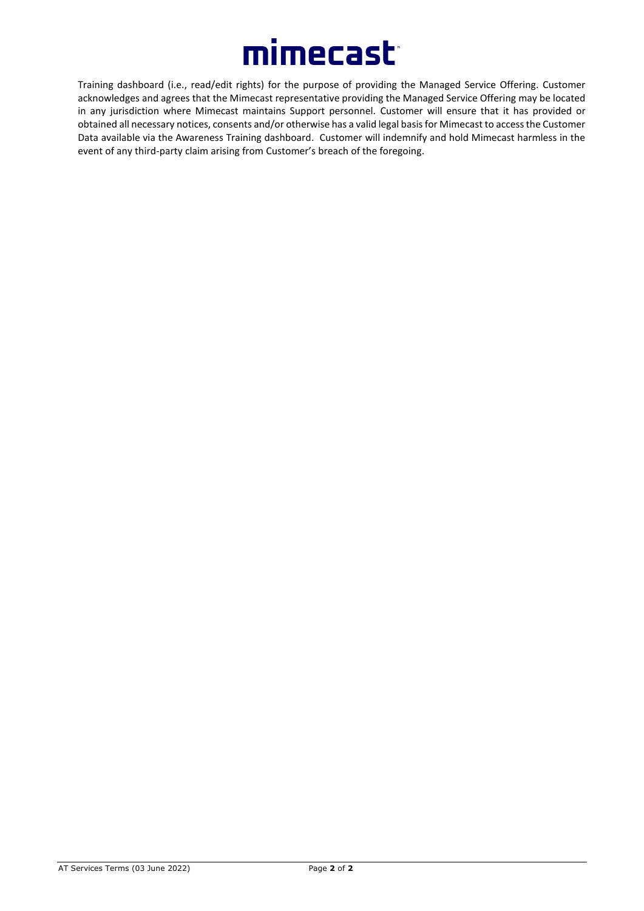Training dashboard (i.e., read/edit rights) for the purpose of providing the Managed Service Offering. Customer acknowledges and agrees that the Mimecast representative providing the Managed Service Offering may be located in any jurisdiction where Mimecast maintains Support personnel. Customer will ensure that it has provided or obtained all necessary notices, consents and/or otherwise has a valid legal basis for Mimecast to access the Customer Data available via the Awareness Training dashboard. Customer will indemnify and hold Mimecast harmless in the event of any third-party claim arising from Customer's breach of the foregoing.